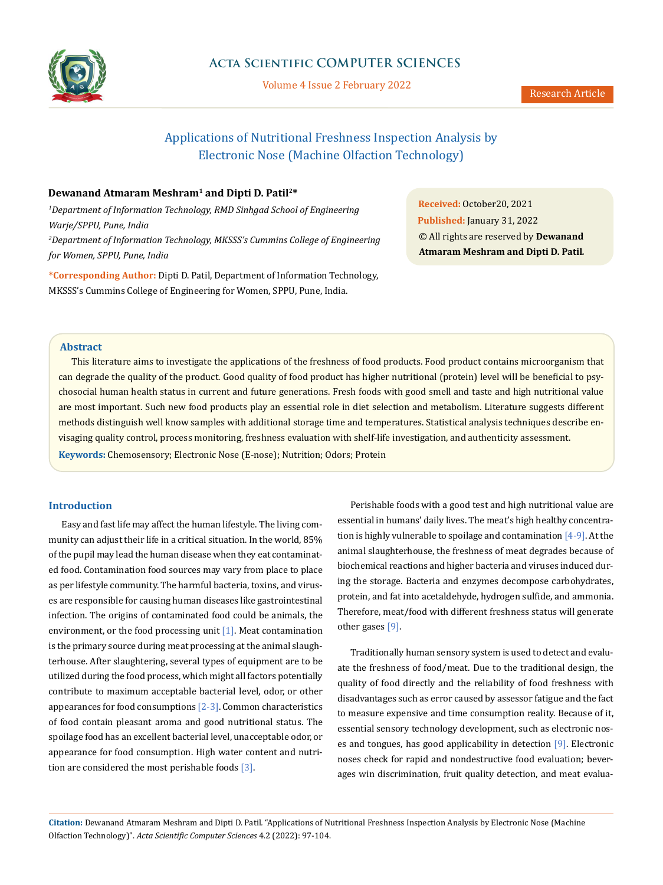# Applications of Nutritional Freshness Inspection Analysis by Electronic Nose (Machine Olfaction Technology)

**Dewanand Atmaram Meshram[1] and Dipti D. Patil[2]***

*[1]Department of Information Technology, RMD Sinhgad School of Engineering Warje/SPPU, Pune, India*

*[2]Department of Information Technology, MKSSS's Cummins College of Engineering for Women, SPPU, Pune, India*

**\*Corresponding Author:** Dipti D. Patil, Department of Information Technology, MKSSS's Cummins College of Engineering for Women, SPPU, Pune, India.

**Received:** October20, 2021
**Published:** January 31, 2022
© All rights are reserved by **Dewanand Atmaram Meshram and Dipti D. Patil.**

## Abstract

This literature aims to investigate the applications of the freshness of food products. Food product contains microorganism that can degrade the quality of the product. Good quality of food product has higher nutritional (protein) level will be beneficial to psychosocial human health status in current and future generations. Fresh foods with good smell and taste and high nutritional value are most important. Such new food products play an essential role in diet selection and metabolism. Literature suggests different methods distinguish well know samples with additional storage time and temperatures. Statistical analysis techniques describe envisaging quality control, process monitoring, freshness evaluation with shelf-life investigation, and authenticity assessment.

**Keywords:** Chemosensory; Electronic Nose (E-nose); Nutrition; Odors; Protein

## Introduction

Easy and fast life may affect the human lifestyle. The living community can adjust their life in a critical situation. In the world, 85% of the pupil may lead the human disease when they eat contaminated food. Contamination food sources may vary from place to place as per lifestyle community. The harmful bacteria, toxins, and viruses are responsible for causing human diseases like gastrointestinal infection. The origins of contaminated food could be animals, the environment, or the food processing unit [1]. Meat contamination is the primary source during meat processing at the animal slaughterhouse. After slaughtering, several types of equipment are to be utilized during the food process, which might all factors potentially contribute to maximum acceptable bacterial level, odor, or other appearances for food consumptions [2-3]. Common characteristics of food contain pleasant aroma and good nutritional status. The spoilage food has an excellent bacterial level, unacceptable odor, or appearance for food consumption. High water content and nutrition are considered the most perishable foods [3].

Perishable foods with a good test and high nutritional value are essential in humans' daily lives. The meat's high healthy concentration is highly vulnerable to spoilage and contamination [4-9]. At the animal slaughterhouse, the freshness of meat degrades because of biochemical reactions and higher bacteria and viruses induced during the storage. Bacteria and enzymes decompose carbohydrates, protein, and fat into acetaldehyde, hydrogen sulfide, and ammonia. Therefore, meat/food with different freshness status will generate other gases [9].

Traditionally human sensory system is used to detect and evaluate the freshness of food/meat. Due to the traditional design, the quality of food directly and the reliability of food freshness with disadvantages such as error caused by assessor fatigue and the fact to measure expensive and time consumption reality. Because of it, essential sensory technology development, such as electronic noses and tongues, has good applicability in detection [9]. Electronic noses check for rapid and nondestructive food evaluation; beverages win discrimination, fruit quality detection, and meat evalua-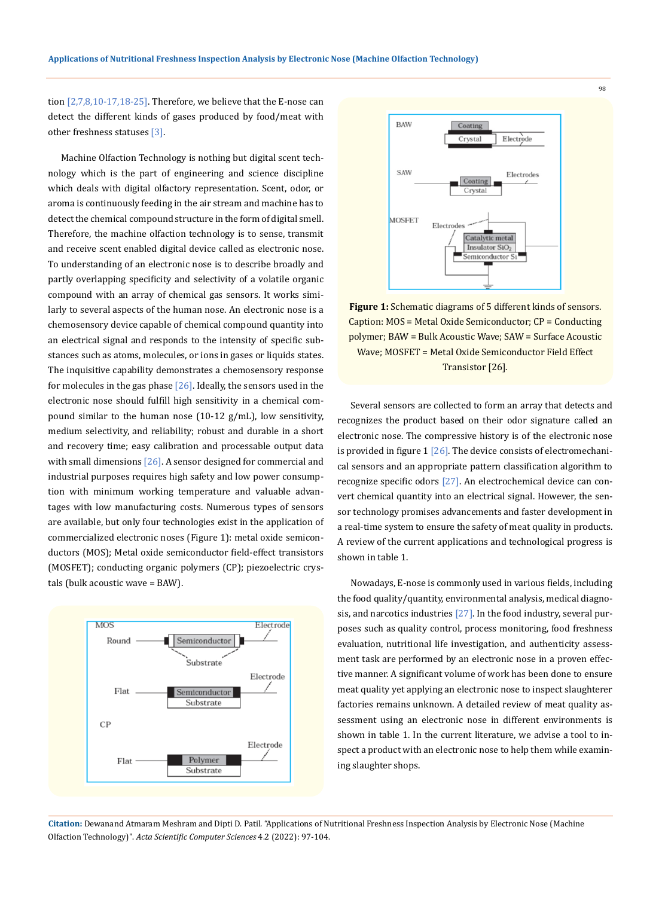tion [2,7,8,10-17,18-25]. Therefore, we believe that the E-nose can detect the different kinds of gases produced by food/meat with other freshness statuses [3].

Machine Olfaction Technology is nothing but digital scent technology which is the part of engineering and science discipline which deals with digital olfactory representation. Scent, odor, or aroma is continuously feeding in the air stream and machine has to detect the chemical compound structure in the form of digital smell. Therefore, the machine olfaction technology is to sense, transmit and receive scent enabled digital device called as electronic nose. To understanding of an electronic nose is to describe broadly and partly overlapping specificity and selectivity of a volatile organic compound with an array of chemical gas sensors. It works similarly to several aspects of the human nose. An electronic nose is a chemosensory device capable of chemical compound quantity into an electrical signal and responds to the intensity of specific substances such as atoms, molecules, or ions in gases or liquids states. The inquisitive capability demonstrates a chemosensory response for molecules in the gas phase [26]. Ideally, the sensors used in the electronic nose should fulfill high sensitivity in a chemical compound similar to the human nose (10-12 g/mL), low sensitivity, medium selectivity, and reliability; robust and durable in a short and recovery time; easy calibration and processable output data with small dimensions [26]. A sensor designed for commercial and industrial purposes requires high safety and low power consumption with minimum working temperature and valuable advantages with low manufacturing costs. Numerous types of sensors are available, but only four technologies exist in the application of commercialized electronic noses (Figure 1): metal oxide semiconductors (MOS); Metal oxide semiconductor field-effect transistors (MOSFET); conducting organic polymers (CP); piezoelectric crystals (bulk acoustic wave = BAW).

**Figure 1:** Schematic diagrams of 5 different kinds of sensors. Caption: MOS = Metal Oxide Semiconductor; CP = Conducting polymer; BAW = Bulk Acoustic Wave; SAW = Surface Acoustic Wave; MOSFET = Metal Oxide Semiconductor Field Effect Transistor [26].

Several sensors are collected to form an array that detects and recognizes the product based on their odor signature called an electronic nose. The compressive history is of the electronic nose is provided in figure 1 [26]. The device consists of electromechanical sensors and an appropriate pattern classification algorithm to recognize specific odors [27]. An electrochemical device can convert chemical quantity into an electrical signal. However, the sensor technology promises advancements and faster development in a real-time system to ensure the safety of meat quality in products. A review of the current applications and technological progress is shown in table 1.

Nowadays, E-nose is commonly used in various fields, including the food quality/quantity, environmental analysis, medical diagnosis, and narcotics industries [27]. In the food industry, several purposes such as quality control, process monitoring, food freshness evaluation, nutritional life investigation, and authenticity assessment task are performed by an electronic nose in a proven effective manner. A significant volume of work has been done to ensure meat quality yet applying an electronic nose to inspect slaughterer factories remains unknown. A detailed review of meat quality assessment using an electronic nose in different environments is shown in table 1. In the current literature, we advise a tool to inspect a product with an electronic nose to help them while examining slaughter shops.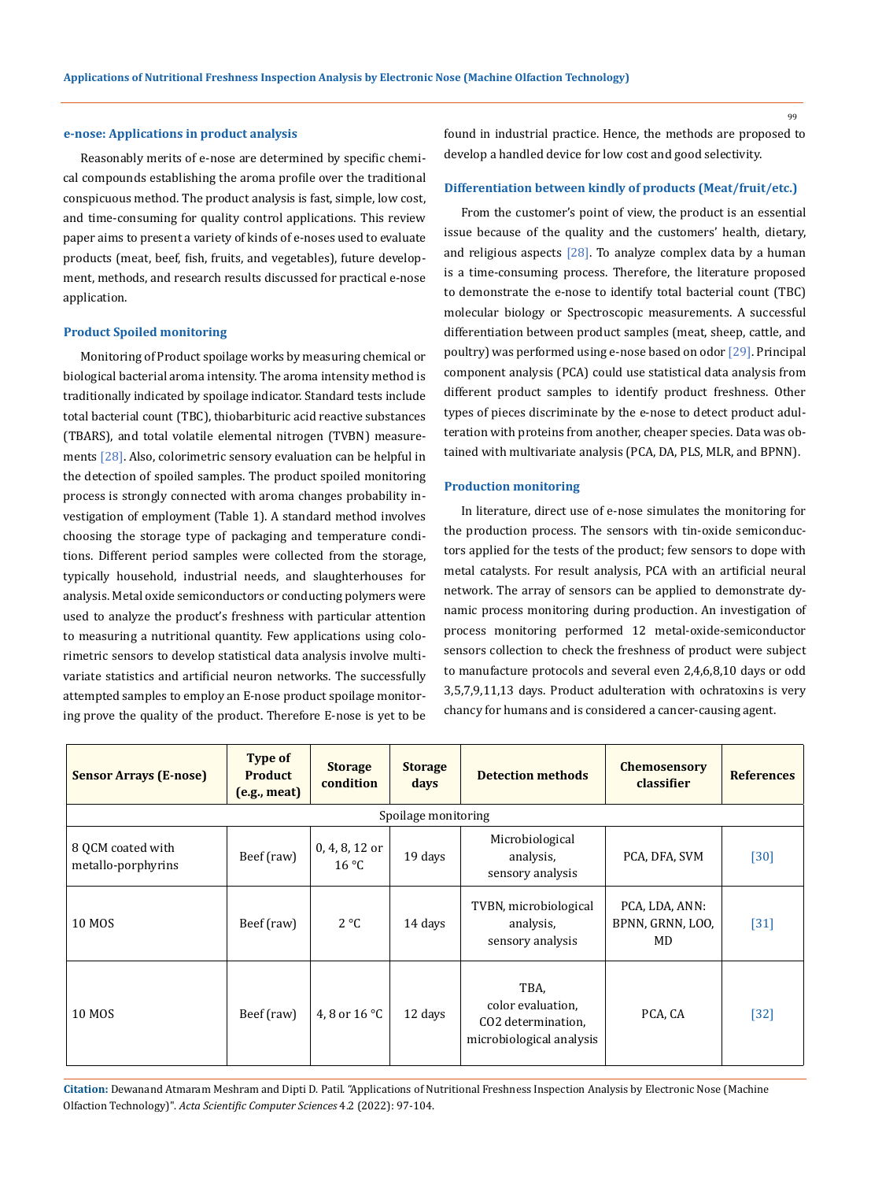### e-nose: Applications in product analysis

Reasonably merits of e-nose are determined by specific chemical compounds establishing the aroma profile over the traditional conspicuous method. The product analysis is fast, simple, low cost, and time-consuming for quality control applications. This review paper aims to present a variety of kinds of e-noses used to evaluate products (meat, beef, fish, fruits, and vegetables), future development, methods, and research results discussed for practical e-nose application.

### Product Spoiled monitoring

Monitoring of Product spoilage works by measuring chemical or biological bacterial aroma intensity. The aroma intensity method is traditionally indicated by spoilage indicator. Standard tests include total bacterial count (TBC), thiobarbituric acid reactive substances (TBARS), and total volatile elemental nitrogen (TVBN) measurements [28]. Also, colorimetric sensory evaluation can be helpful in the detection of spoiled samples. The product spoiled monitoring process is strongly connected with aroma changes probability investigation of employment (Table 1). A standard method involves choosing the storage type of packaging and temperature conditions. Different period samples were collected from the storage, typically household, industrial needs, and slaughterhouses for analysis. Metal oxide semiconductors or conducting polymers were used to analyze the product's freshness with particular attention to measuring a nutritional quantity. Few applications using colorimetric sensors to develop statistical data analysis involve multivariate statistics and artificial neuron networks. The successfully attempted samples to employ an E-nose product spoilage monitoring prove the quality of the product. Therefore E-nose is yet to be found in industrial practice. Hence, the methods are proposed to develop a handled device for low cost and good selectivity.

### Differentiation between kindly of products (Meat/fruit/etc.)

From the customer's point of view, the product is an essential issue because of the quality and the customers' health, dietary, and religious aspects [28]. To analyze complex data by a human is a time-consuming process. Therefore, the literature proposed to demonstrate the e-nose to identify total bacterial count (TBC) molecular biology or Spectroscopic measurements. A successful differentiation between product samples (meat, sheep, cattle, and poultry) was performed using e-nose based on odor [29]. Principal component analysis (PCA) could use statistical data analysis from different product samples to identify product freshness. Other types of pieces discriminate by the e-nose to detect product adulteration with proteins from another, cheaper species. Data was obtained with multivariate analysis (PCA, DA, PLS, MLR, and BPNN).

### Production monitoring

In literature, direct use of e-nose simulates the monitoring for the production process. The sensors with tin-oxide semiconductors applied for the tests of the product; few sensors to dope with metal catalysts. For result analysis, PCA with an artificial neural network. The array of sensors can be applied to demonstrate dynamic process monitoring during production. An investigation of process monitoring performed 12 metal-oxide-semiconductor sensors collection to check the freshness of product were subject to manufacture protocols and several even 2,4,6,8,10 days or odd 3,5,7,9,11,13 days. Product adulteration with ochratoxins is very chancy for humans and is considered a cancer-causing agent.

| Sensor Arrays (E-nose) | Type of Product (e.g., meat) | Storage condition | Storage days | Detection methods | Chemosensory classifier | References |
|---|---|---|---|---|---|---|
| Spoilage monitoring | | | | | | |
| 8 QCM coated with metallo-porphyrins | Beef (raw) | 0, 4, 8, 12 or 16 °C | 19 days | Microbiological analysis, sensory analysis | PCA, DFA, SVM | [30] |
| 10 MOS | Beef (raw) | 2 °C | 14 days | TVBN, microbiological analysis, sensory analysis | PCA, LDA, ANN: BPNN, GRNN, LOO, MD | [31] |
| 10 MOS | Beef (raw) | 4, 8 or 16 °C | 12 days | TBA, color evaluation, CO2 determination, microbiological analysis | PCA, CA | [32] |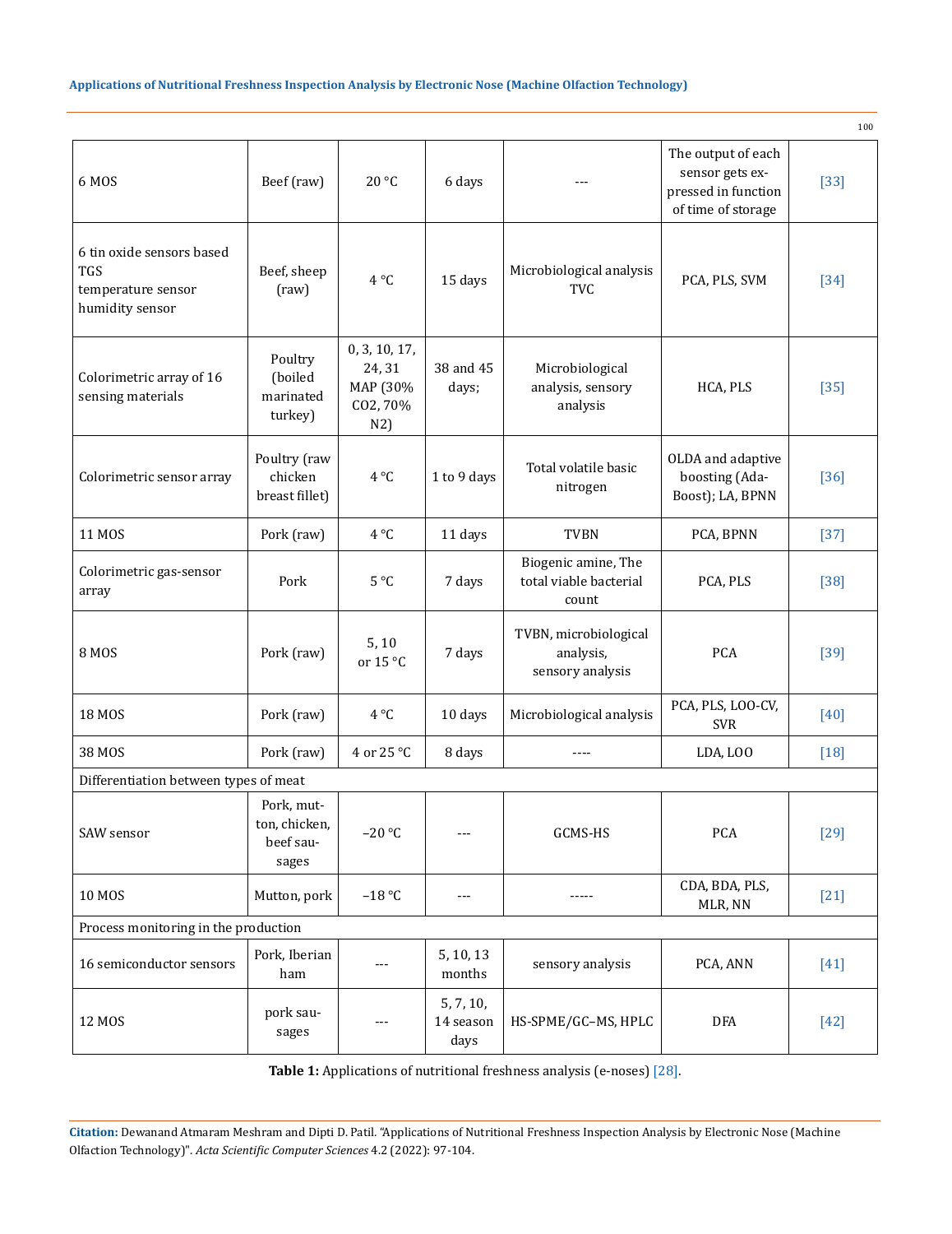| | | | | | | |
|---|---|---|---|---|---|---|
| 6 MOS | Beef (raw) | 20 °C | 6 days | --- | The output of each sensor gets expressed in function of time of storage | [33] |
| 6 tin oxide sensors based TGS temperature sensor humidity sensor | Beef, sheep (raw) | 4 °C | 15 days | Microbiological analysis TVC | PCA, PLS, SVM | [34] |
| Colorimetric array of 16 sensing materials | Poultry (boiled marinated turkey) | 0, 3, 10, 17, 24, 31 MAP (30% $CO_2$, 70% $N_2$) | 38 and 45 days; | Microbiological analysis, sensory analysis | HCA, PLS | [35] |
| Colorimetric sensor array | Poultry (raw chicken breast fillet) | 4 °C | 1 to 9 days | Total volatile basic nitrogen | OLDA and adaptive boosting (AdaBoost); LA, BPNN | [36] |
| 11 MOS | Pork (raw) | 4 °C | 11 days | TVBN | PCA, BPNN | [37] |
| Colorimetric gas-sensor array | Pork | 5 °C | 7 days | Biogenic amine, The total viable bacterial count | PCA, PLS | [38] |
| 8 MOS | Pork (raw) | 5, 10 or 15 °C | 7 days | TVBN, microbiological analysis, sensory analysis | PCA | [39] |
| 18 MOS | Pork (raw) | 4 °C | 10 days | Microbiological analysis | PCA, PLS, LOO-CV, SVR | [40] |
| 38 MOS | Pork (raw) | 4 or 25 °C | 8 days | ---- | LDA, LOO | [18] |
| Differentiation between types of meat | | | | | | |
| SAW sensor | Pork, mutton, chicken, beef sausages | –20 °C | --- | GCMS-HS | PCA | [29] |
| 10 MOS | Mutton, pork | –18 °C | --- | ----- | CDA, BDA, PLS, MLR, NN | [21] |
| Process monitoring in the production | | | | | | |
| 16 semiconductor sensors | Pork, Iberian ham | --- | 5, 10, 13 months | sensory analysis | PCA, ANN | [41] |
| 12 MOS | pork sausages | --- | 5, 7, 10, 14 season days | HS-SPME/GC–MS, HPLC | DFA | [42] |

**Table 1:** Applications of nutritional freshness analysis (e-noses) [28].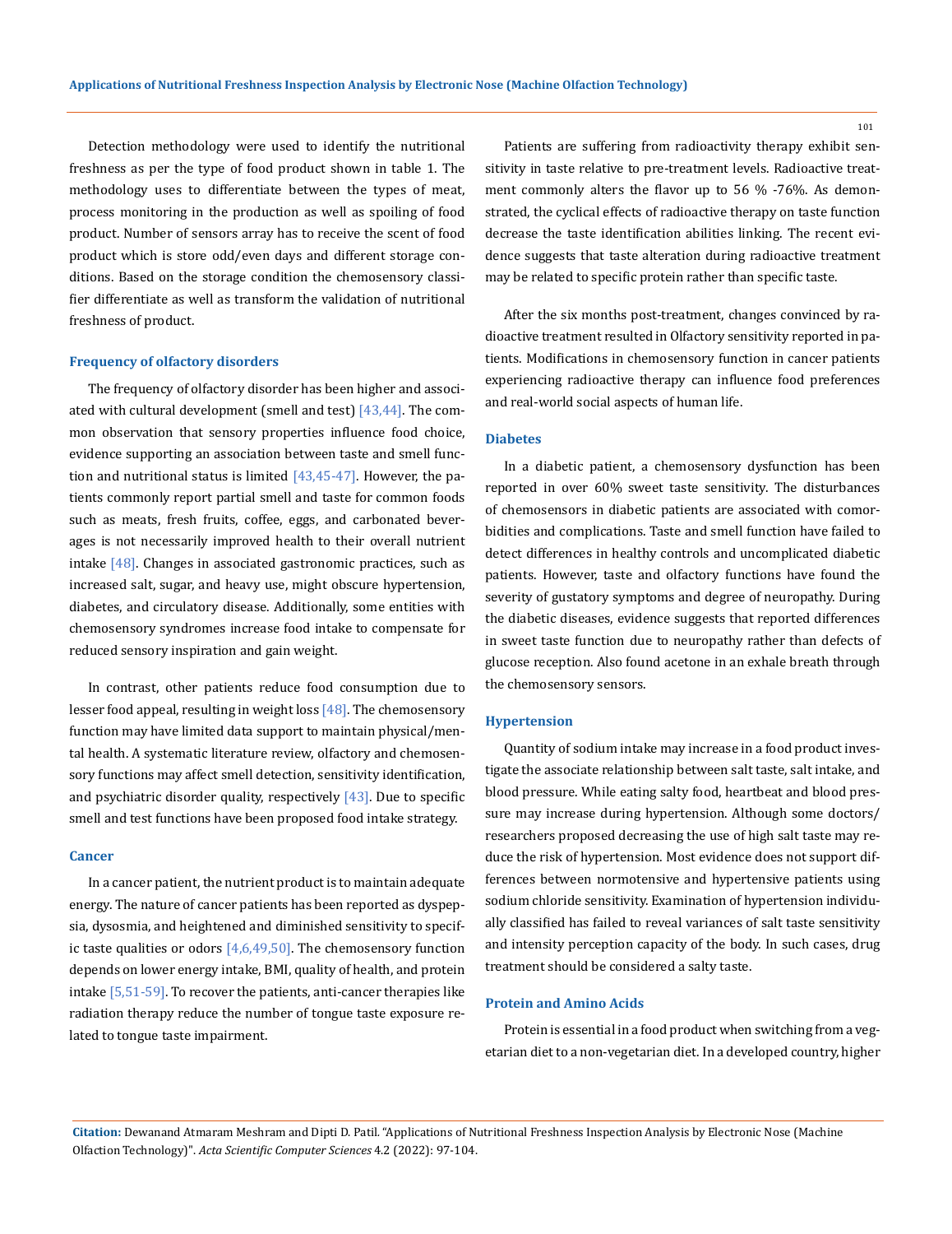Detection methodology were used to identify the nutritional freshness as per the type of food product shown in table 1. The methodology uses to differentiate between the types of meat, process monitoring in the production as well as spoiling of food product. Number of sensors array has to receive the scent of food product which is store odd/even days and different storage conditions. Based on the storage condition the chemosensory classifier differentiate as well as transform the validation of nutritional freshness of product.

### Frequency of olfactory disorders

The frequency of olfactory disorder has been higher and associated with cultural development (smell and test) [43,44]. The common observation that sensory properties influence food choice, evidence supporting an association between taste and smell function and nutritional status is limited [43,45-47]. However, the patients commonly report partial smell and taste for common foods such as meats, fresh fruits, coffee, eggs, and carbonated beverages is not necessarily improved health to their overall nutrient intake [48]. Changes in associated gastronomic practices, such as increased salt, sugar, and heavy use, might obscure hypertension, diabetes, and circulatory disease. Additionally, some entities with chemosensory syndromes increase food intake to compensate for reduced sensory inspiration and gain weight.

In contrast, other patients reduce food consumption due to lesser food appeal, resulting in weight loss [48]. The chemosensory function may have limited data support to maintain physical/mental health. A systematic literature review, olfactory and chemosensory functions may affect smell detection, sensitivity identification, and psychiatric disorder quality, respectively [43]. Due to specific smell and test functions have been proposed food intake strategy.

### Cancer

In a cancer patient, the nutrient product is to maintain adequate energy. The nature of cancer patients has been reported as dyspepsia, dysosmia, and heightened and diminished sensitivity to specific taste qualities or odors [4,6,49,50]. The chemosensory function depends on lower energy intake, BMI, quality of health, and protein intake [5,51-59]. To recover the patients, anti-cancer therapies like radiation therapy reduce the number of tongue taste exposure related to tongue taste impairment.

Patients are suffering from radioactivity therapy exhibit sensitivity in taste relative to pre-treatment levels. Radioactive treatment commonly alters the flavor up to 56 % -76%. As demonstrated, the cyclical effects of radioactive therapy on taste function decrease the taste identification abilities linking. The recent evidence suggests that taste alteration during radioactive treatment may be related to specific protein rather than specific taste.

After the six months post-treatment, changes convinced by radioactive treatment resulted in Olfactory sensitivity reported in patients. Modifications in chemosensory function in cancer patients experiencing radioactive therapy can influence food preferences and real-world social aspects of human life.

### Diabetes

In a diabetic patient, a chemosensory dysfunction has been reported in over 60% sweet taste sensitivity. The disturbances of chemosensors in diabetic patients are associated with comorbidities and complications. Taste and smell function have failed to detect differences in healthy controls and uncomplicated diabetic patients. However, taste and olfactory functions have found the severity of gustatory symptoms and degree of neuropathy. During the diabetic diseases, evidence suggests that reported differences in sweet taste function due to neuropathy rather than defects of glucose reception. Also found acetone in an exhale breath through the chemosensory sensors.

### Hypertension

Quantity of sodium intake may increase in a food product investigate the associate relationship between salt taste, salt intake, and blood pressure. While eating salty food, heartbeat and blood pressure may increase during hypertension. Although some doctors/researchers proposed decreasing the use of high salt taste may reduce the risk of hypertension. Most evidence does not support differences between normotensive and hypertensive patients using sodium chloride sensitivity. Examination of hypertension individually classified has failed to reveal variances of salt taste sensitivity and intensity perception capacity of the body. In such cases, drug treatment should be considered a salty taste.

### Protein and Amino Acids

Protein is essential in a food product when switching from a vegetarian diet to a non-vegetarian diet. In a developed country, higher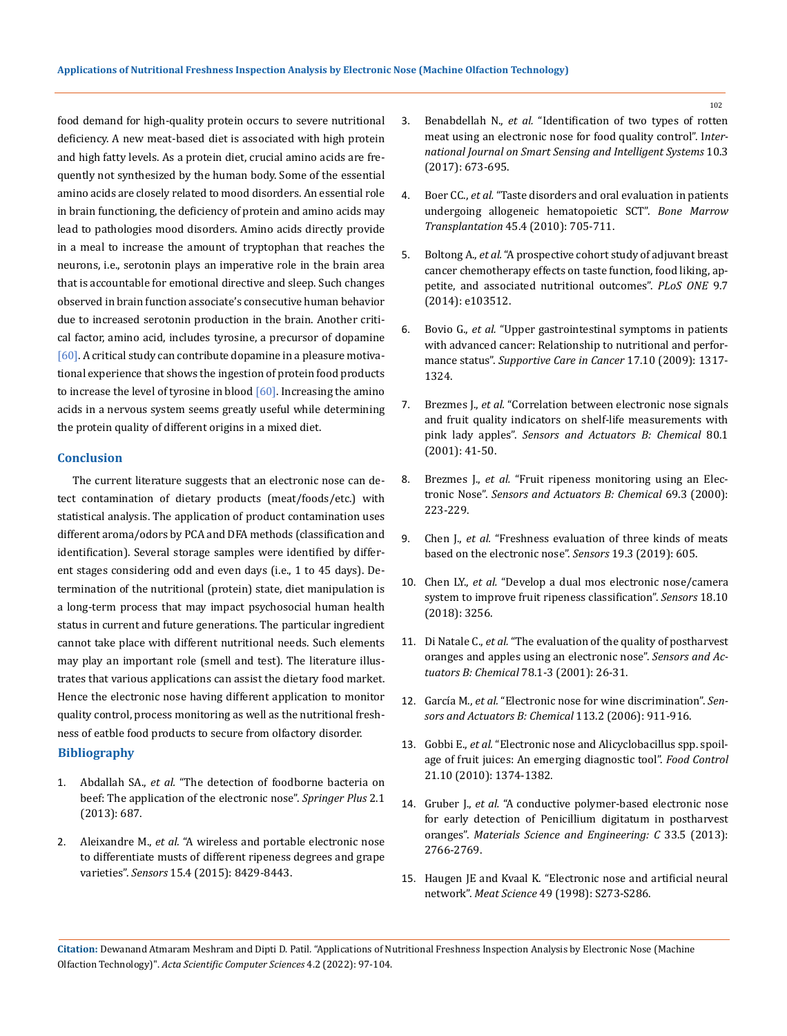food demand for high-quality protein occurs to severe nutritional deficiency. A new meat-based diet is associated with high protein and high fatty levels. As a protein diet, crucial amino acids are frequently not synthesized by the human body. Some of the essential amino acids are closely related to mood disorders. An essential role in brain functioning, the deficiency of protein and amino acids may lead to pathologies mood disorders. Amino acids directly provide in a meal to increase the amount of tryptophan that reaches the neurons, i.e., serotonin plays an imperative role in the brain area that is accountable for emotional directive and sleep. Such changes observed in brain function associate's consecutive human behavior due to increased serotonin production in the brain. Another critical factor, amino acid, includes tyrosine, a precursor of dopamine [60]. A critical study can contribute dopamine in a pleasure motivational experience that shows the ingestion of protein food products to increase the level of tyrosine in blood [60]. Increasing the amino acids in a nervous system seems greatly useful while determining the protein quality of different origins in a mixed diet.

## Conclusion

The current literature suggests that an electronic nose can detect contamination of dietary products (meat/foods/etc.) with statistical analysis. The application of product contamination uses different aroma/odors by PCA and DFA methods (classification and identification). Several storage samples were identified by different stages considering odd and even days (i.e., 1 to 45 days). Determination of the nutritional (protein) state, diet manipulation is a long-term process that may impact psychosocial human health status in current and future generations. The particular ingredient cannot take place with different nutritional needs. Such elements may play an important role (smell and test). The literature illustrates that various applications can assist the dietary food market. Hence the electronic nose having different application to monitor quality control, process monitoring as well as the nutritional freshness of eatble food products to secure from olfactory disorder.

## Bibliography

1. Abdallah SA., *et al.* "The detection of foodborne bacteria on beef: The application of the electronic nose". *Springer Plus* 2.1 (2013): 687.
2. Aleixandre M., *et al.* "A wireless and portable electronic nose to differentiate musts of different ripeness degrees and grape varieties". *Sensors* 15.4 (2015): 8429-8443.
3. Benabdellah N., *et al.* "Identification of two types of rotten meat using an electronic nose for food quality control". *International Journal on Smart Sensing and Intelligent Systems* 10.3 (2017): 673-695.
4. Boer CC., *et al.* "Taste disorders and oral evaluation in patients undergoing allogeneic hematopoietic SCT". *Bone Marrow Transplantation* 45.4 (2010): 705-711.
5. Boltong A., *et al.* "A prospective cohort study of adjuvant breast cancer chemotherapy effects on taste function, food liking, appetite, and associated nutritional outcomes". *PLoS ONE* 9.7 (2014): e103512.
6. Bovio G., *et al.* "Upper gastrointestinal symptoms in patients with advanced cancer: Relationship to nutritional and performance status". *Supportive Care in Cancer* 17.10 (2009): 1317-1324.
7. Brezmes J., *et al.* "Correlation between electronic nose signals and fruit quality indicators on shelf-life measurements with pink lady apples". *Sensors and Actuators B: Chemical* 80.1 (2001): 41-50.
8. Brezmes J., *et al.* "Fruit ripeness monitoring using an Electronic Nose". *Sensors and Actuators B: Chemical* 69.3 (2000): 223-229.
9. Chen J., *et al.* "Freshness evaluation of three kinds of meats based on the electronic nose". *Sensors* 19.3 (2019): 605.
10. Chen LY., *et al.* "Develop a dual mos electronic nose/camera system to improve fruit ripeness classification". *Sensors* 18.10 (2018): 3256.
11. Di Natale C., *et al.* "The evaluation of the quality of postharvest oranges and apples using an electronic nose". *Sensors and Actuators B: Chemical* 78.1-3 (2001): 26-31.
12. García M., *et al.* "Electronic nose for wine discrimination". *Sensors and Actuators B: Chemical* 113.2 (2006): 911-916.
13. Gobbi E., *et al.* "Electronic nose and Alicyclobacillus spp. spoilage of fruit juices: An emerging diagnostic tool". *Food Control* 21.10 (2010): 1374-1382.
14. Gruber J., *et al.* "A conductive polymer-based electronic nose for early detection of Penicillium digitatum in postharvest oranges". *Materials Science and Engineering: C* 33.5 (2013): 2766-2769.
15. Haugen JE and Kvaal K. "Electronic nose and artificial neural network". *Meat Science* 49 (1998): S273-S286.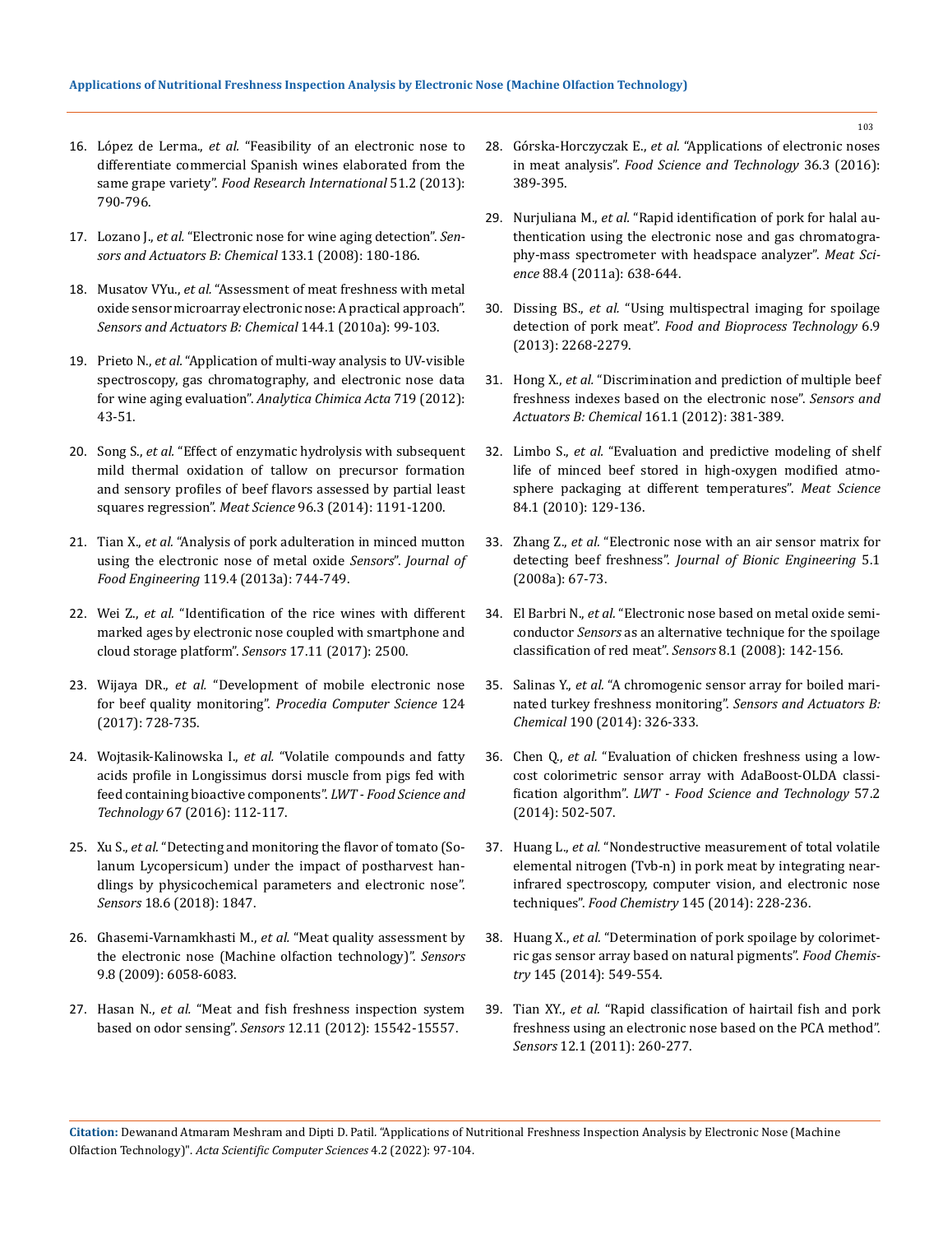16. López de Lerma., *et al.* "Feasibility of an electronic nose to differentiate commercial Spanish wines elaborated from the same grape variety". *Food Research International* 51.2 (2013): 790-796.

17. Lozano J., *et al.* "Electronic nose for wine aging detection". *Sensors and Actuators B: Chemical* 133.1 (2008): 180-186.

18. Musatov VYu., *et al.* "Assessment of meat freshness with metal oxide sensor microarray electronic nose: A practical approach". *Sensors and Actuators B: Chemical* 144.1 (2010a): 99-103.

19. Prieto N., *et al.* "Application of multi-way analysis to UV-visible spectroscopy, gas chromatography, and electronic nose data for wine aging evaluation". *Analytica Chimica Acta* 719 (2012): 43-51.

20. Song S., *et al.* "Effect of enzymatic hydrolysis with subsequent mild thermal oxidation of tallow on precursor formation and sensory profiles of beef flavors assessed by partial least squares regression". *Meat Science* 96.3 (2014): 1191-1200.

21. Tian X., *et al.* "Analysis of pork adulteration in minced mutton using the electronic nose of metal oxide *Sensors*". *Journal of Food Engineering* 119.4 (2013a): 744-749.

22. Wei Z., *et al.* "Identification of the rice wines with different marked ages by electronic nose coupled with smartphone and cloud storage platform". *Sensors* 17.11 (2017): 2500.

23. Wijaya DR., *et al.* "Development of mobile electronic nose for beef quality monitoring". *Procedia Computer Science* 124 (2017): 728-735.

24. Wojtasik-Kalinowska I., *et al.* "Volatile compounds and fatty acids profile in Longissimus dorsi muscle from pigs fed with feed containing bioactive components". *LWT - Food Science and Technology* 67 (2016): 112-117.

25. Xu S., *et al.* "Detecting and monitoring the flavor of tomato (Solanum Lycopersicum) under the impact of postharvest handlings by physicochemical parameters and electronic nose". *Sensors* 18.6 (2018): 1847.

26. Ghasemi-Varnamkhasti M., *et al.* "Meat quality assessment by the electronic nose (Machine olfaction technology)". *Sensors* 9.8 (2009): 6058-6083.

27. Hasan N., *et al.* "Meat and fish freshness inspection system based on odor sensing". *Sensors* 12.11 (2012): 15542-15557.

28. Górska-Horczyczak E., *et al.* "Applications of electronic noses in meat analysis". *Food Science and Technology* 36.3 (2016): 389-395.

29. Nurjuliana M., *et al.* "Rapid identification of pork for halal authentication using the electronic nose and gas chromatography-mass spectrometer with headspace analyzer". *Meat Science* 88.4 (2011a): 638-644.

30. Dissing BS., *et al.* "Using multispectral imaging for spoilage detection of pork meat". *Food and Bioprocess Technology* 6.9 (2013): 2268-2279.

31. Hong X., *et al.* "Discrimination and prediction of multiple beef freshness indexes based on the electronic nose". *Sensors and Actuators B: Chemical* 161.1 (2012): 381-389.

32. Limbo S., *et al.* "Evaluation and predictive modeling of shelf life of minced beef stored in high-oxygen modified atmosphere packaging at different temperatures". *Meat Science* 84.1 (2010): 129-136.

33. Zhang Z., *et al.* "Electronic nose with an air sensor matrix for detecting beef freshness". *Journal of Bionic Engineering* 5.1 (2008a): 67-73.

34. El Barbri N., *et al.* "Electronic nose based on metal oxide semiconductor *Sensors* as an alternative technique for the spoilage classification of red meat". *Sensors* 8.1 (2008): 142-156.

35. Salinas Y., *et al.* "A chromogenic sensor array for boiled marinated turkey freshness monitoring". *Sensors and Actuators B: Chemical* 190 (2014): 326-333.

36. Chen Q., *et al.* "Evaluation of chicken freshness using a low-cost colorimetric sensor array with AdaBoost-OLDA classification algorithm". *LWT - Food Science and Technology* 57.2 (2014): 502-507.

37. Huang L., *et al.* "Nondestructive measurement of total volatile elemental nitrogen (Tvb-n) in pork meat by integrating near-infrared spectroscopy, computer vision, and electronic nose techniques". *Food Chemistry* 145 (2014): 228-236.

38. Huang X., *et al.* "Determination of pork spoilage by colorimetric gas sensor array based on natural pigments". *Food Chemistry* 145 (2014): 549-554.

39. Tian XY., *et al.* "Rapid classification of hairtail fish and pork freshness using an electronic nose based on the PCA method". *Sensors* 12.1 (2011): 260-277.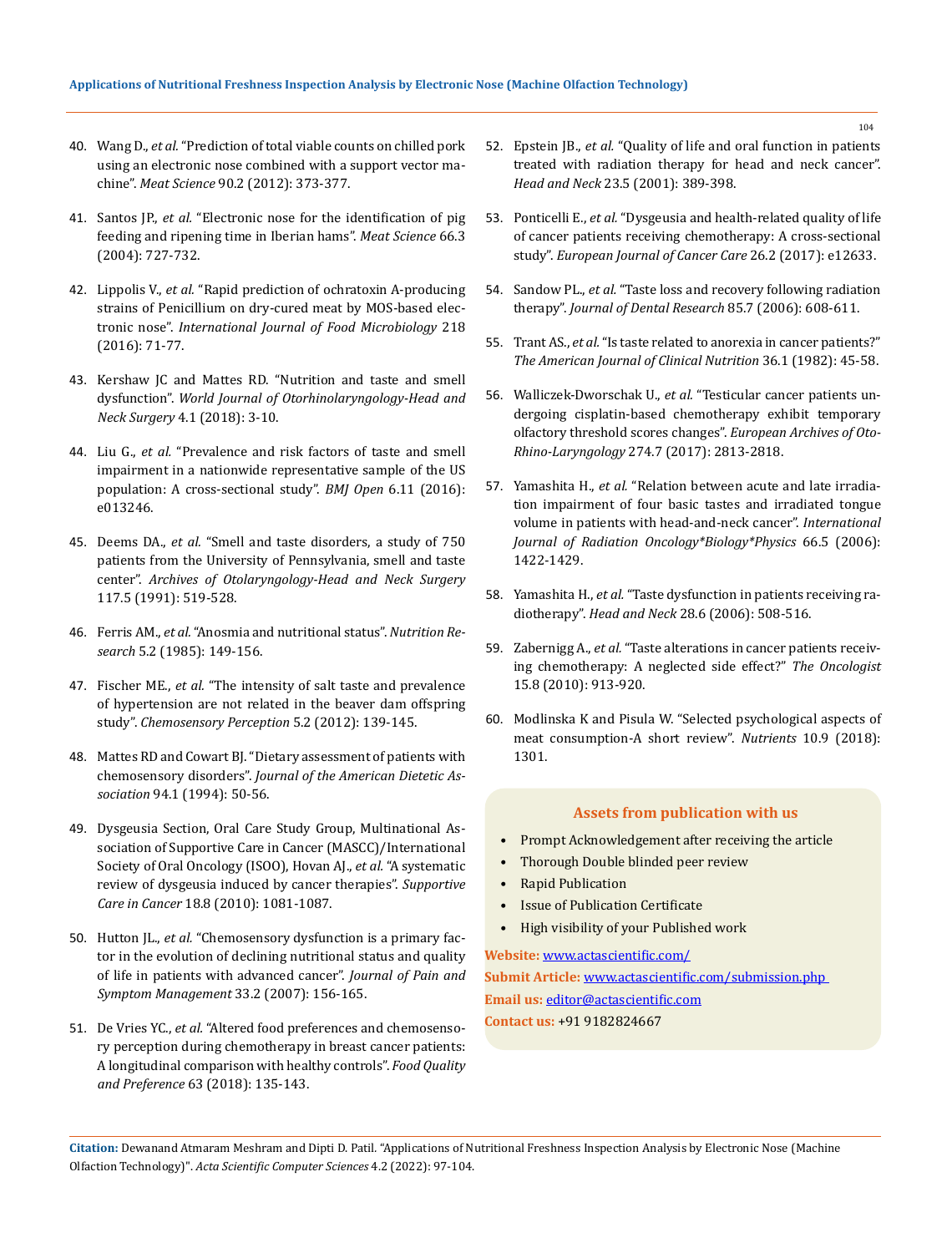40. Wang D., *et al.* "Prediction of total viable counts on chilled pork using an electronic nose combined with a support vector machine". *Meat Science* 90.2 (2012): 373-377.

41. Santos JP., *et al.* "Electronic nose for the identification of pig feeding and ripening time in Iberian hams". *Meat Science* 66.3 (2004): 727-732.

42. Lippolis V., *et al.* "Rapid prediction of ochratoxin A-producing strains of Penicillium on dry-cured meat by MOS-based electronic nose". *International Journal of Food Microbiology* 218 (2016): 71-77.

43. Kershaw JC and Mattes RD. "Nutrition and taste and smell dysfunction". *World Journal of Otorhinolaryngology-Head and Neck Surgery* 4.1 (2018): 3-10.

44. Liu G., *et al.* "Prevalence and risk factors of taste and smell impairment in a nationwide representative sample of the US population: A cross-sectional study". *BMJ Open* 6.11 (2016): e013246.

45. Deems DA., *et al.* "Smell and taste disorders, a study of 750 patients from the University of Pennsylvania, smell and taste center". *Archives of Otolaryngology-Head and Neck Surgery* 117.5 (1991): 519-528.

46. Ferris AM., *et al.* "Anosmia and nutritional status". *Nutrition Research* 5.2 (1985): 149-156.

47. Fischer ME., *et al.* "The intensity of salt taste and prevalence of hypertension are not related in the beaver dam offspring study". *Chemosensory Perception* 5.2 (2012): 139-145.

48. Mattes RD and Cowart BJ. "Dietary assessment of patients with chemosensory disorders". *Journal of the American Dietetic Association* 94.1 (1994): 50-56.

49. Dysgeusia Section, Oral Care Study Group, Multinational Association of Supportive Care in Cancer (MASCC)/International Society of Oral Oncology (ISOO), Hovan AJ., *et al.* "A systematic review of dysgeusia induced by cancer therapies". *Supportive Care in Cancer* 18.8 (2010): 1081-1087.

50. Hutton JL., *et al.* "Chemosensory dysfunction is a primary factor in the evolution of declining nutritional status and quality of life in patients with advanced cancer". *Journal of Pain and Symptom Management* 33.2 (2007): 156-165.

51. De Vries YC., *et al.* "Altered food preferences and chemosensory perception during chemotherapy in breast cancer patients: A longitudinal comparison with healthy controls". *Food Quality and Preference* 63 (2018): 135-143.

52. Epstein JB., *et al.* "Quality of life and oral function in patients treated with radiation therapy for head and neck cancer". *Head and Neck* 23.5 (2001): 389-398.

53. Ponticelli E., *et al.* "Dysgeusia and health-related quality of life of cancer patients receiving chemotherapy: A cross-sectional study". *European Journal of Cancer Care* 26.2 (2017): e12633.

54. Sandow PL., *et al.* "Taste loss and recovery following radiation therapy". *Journal of Dental Research* 85.7 (2006): 608-611.

55. Trant AS., *et al.* "Is taste related to anorexia in cancer patients?" *The American Journal of Clinical Nutrition* 36.1 (1982): 45-58.

56. Walliczek-Dworschak U., *et al.* "Testicular cancer patients undergoing cisplatin-based chemotherapy exhibit temporary olfactory threshold scores changes". *European Archives of Oto-Rhino-Laryngology* 274.7 (2017): 2813-2818.

57. Yamashita H., *et al.* "Relation between acute and late irradiation impairment of four basic tastes and irradiated tongue volume in patients with head-and-neck cancer". *International Journal of Radiation Oncology*Biology*Physics* 66.5 (2006): 1422-1429.

58. Yamashita H., *et al.* "Taste dysfunction in patients receiving radiotherapy". *Head and Neck* 28.6 (2006): 508-516.

59. Zabernigg A., *et al.* "Taste alterations in cancer patients receiving chemotherapy: A neglected side effect?" *The Oncologist* 15.8 (2010): 913-920.

60. Modlinska K and Pisula W. "Selected psychological aspects of meat consumption-A short review". *Nutrients* 10.9 (2018): 1301.

**Assets from publication with us**

- Prompt Acknowledgement after receiving the article
- Thorough Double blinded peer review
- Rapid Publication
- Issue of Publication Certificate
- High visibility of your Published work

**Website:** www.actascientific.com/

**Submit Article:** www.actascientific.com/submission.php

**Email us:** editor@actascientific.com

**Contact us:** +91 9182824667